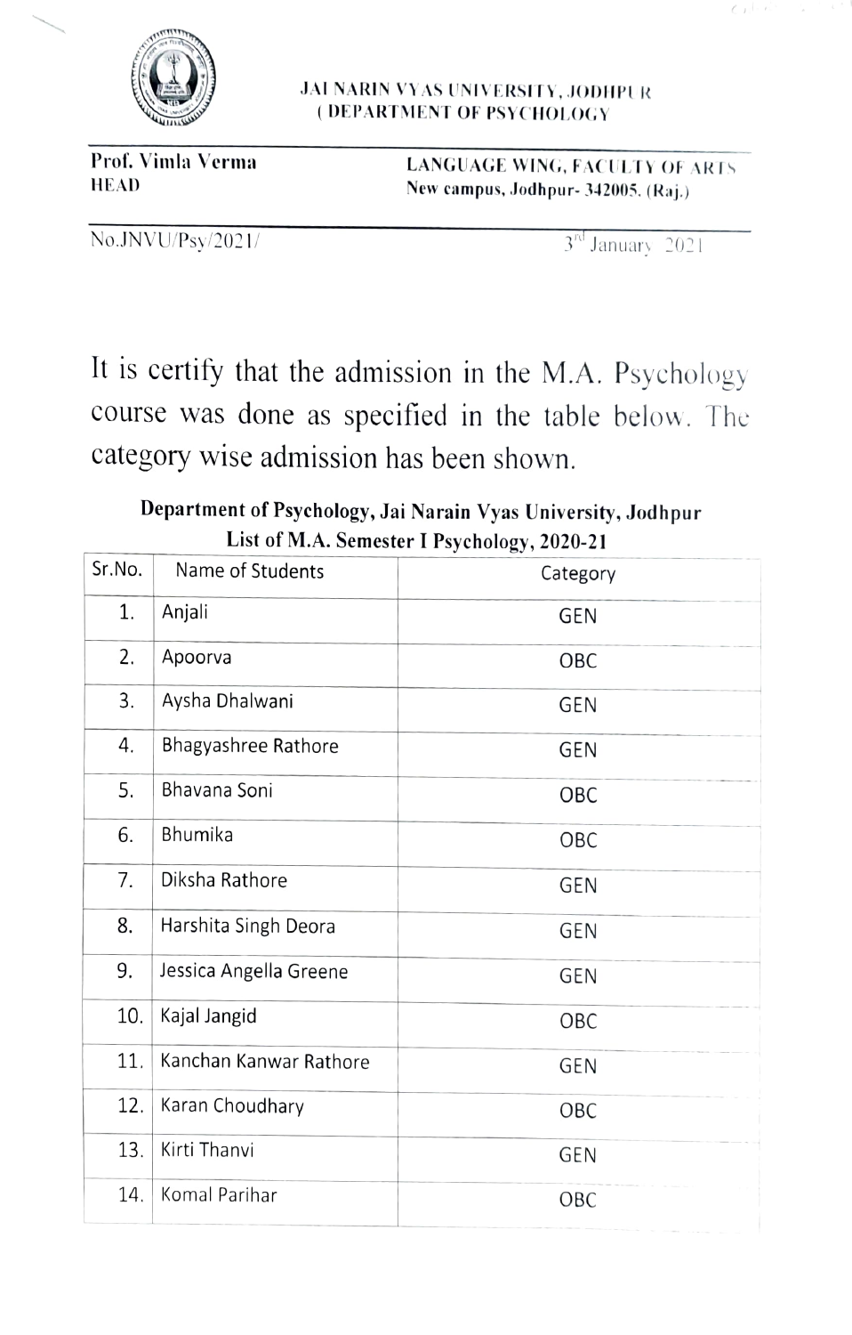**JAI NARIN VYAS UNIVERSITY, JODHPUR**
**( DEPARTMENT OF PSYCHOLOGY**

**Prof. Vimla Verma**
**HEAD**

**LANGUAGE WING, FACULTY OF ARTS**
**New campus, Jodhpur- 342005. (Raj.)**

No.JNVU/Psy/2021/

3rd January 2021

It is certify that the admission in the M.A. Psychology course was done as specified in the table below. The category wise admission has been shown.

**Department of Psychology, Jai Narain Vyas University, Jodhpur**
**List of M.A. Semester I Psychology, 2020-21**

| Sr.No. | Name of Students | Category |
|---|---|---|
| 1. | Anjali | GEN |
| 2. | Apoorva | OBC |
| 3. | Aysha Dhalwani | GEN |
| 4. | Bhagyashree Rathore | GEN |
| 5. | Bhavana Soni | OBC |
| 6. | Bhumika | OBC |
| 7. | Diksha Rathore | GEN |
| 8. | Harshita Singh Deora | GEN |
| 9. | Jessica Angella Greene | GEN |
| 10. | Kajal Jangid | OBC |
| 11. | Kanchan Kanwar Rathore | GEN |
| 12. | Karan Choudhary | OBC |
| 13. | Kirti Thanvi | GEN |
| 14. | Komal Parihar | OBC |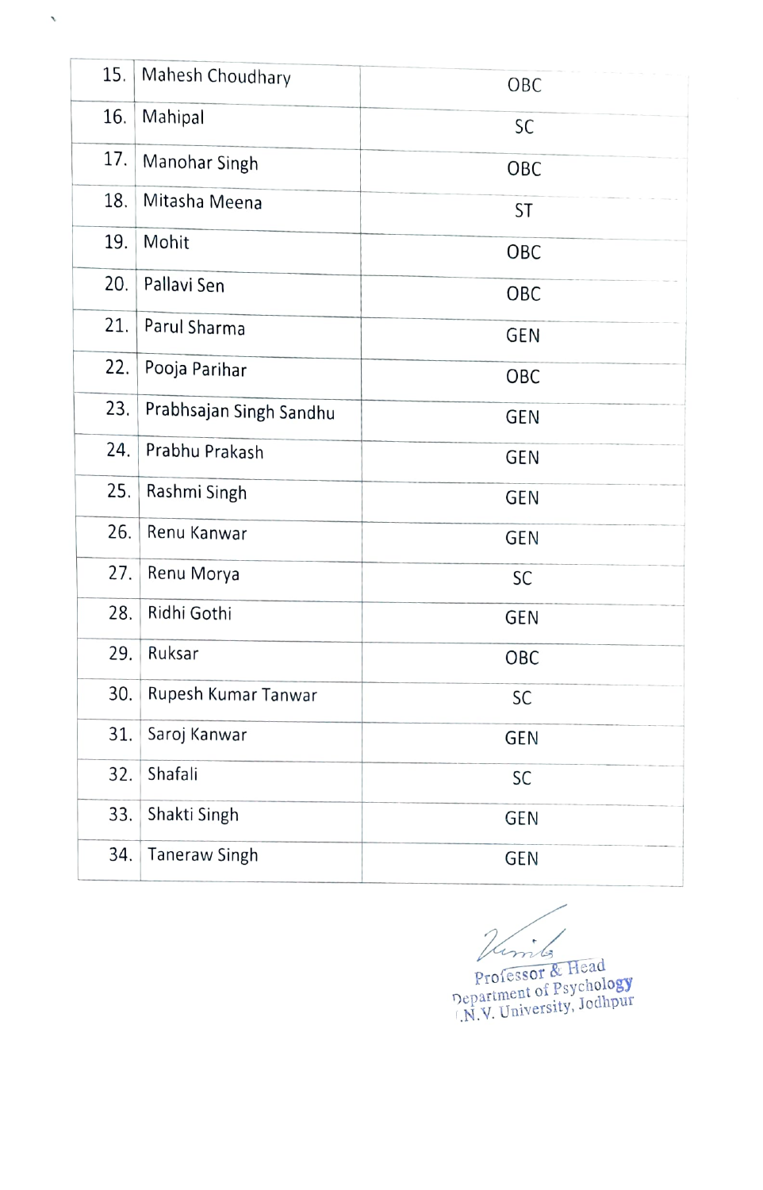| | | |
|---|---|---|
| 15. | Mahesh Choudhary | OBC |
| 16. | Mahipal | SC |
| 17. | Manohar Singh | OBC |
| 18. | Mitasha Meena | ST |
| 19. | Mohit | OBC |
| 20. | Pallavi Sen | OBC |
| 21. | Parul Sharma | GEN |
| 22. | Pooja Parihar | OBC |
| 23. | Prabhsajan Singh Sandhu | GEN |
| 24. | Prabhu Prakash | GEN |
| 25. | Rashmi Singh | GEN |
| 26. | Renu Kanwar | GEN |
| 27. | Renu Morya | SC |
| 28. | Ridhi Gothi | GEN |
| 29. | Ruksar | OBC |
| 30. | Rupesh Kumar Tanwar | SC |
| 31. | Saroj Kanwar | GEN |
| 32. | Shafali | SC |
| 33. | Shakti Singh | GEN |
| 34. | Taneraw Singh | GEN |

Professor & Head
Department of Psychology
J.N.V. University, Jodhpur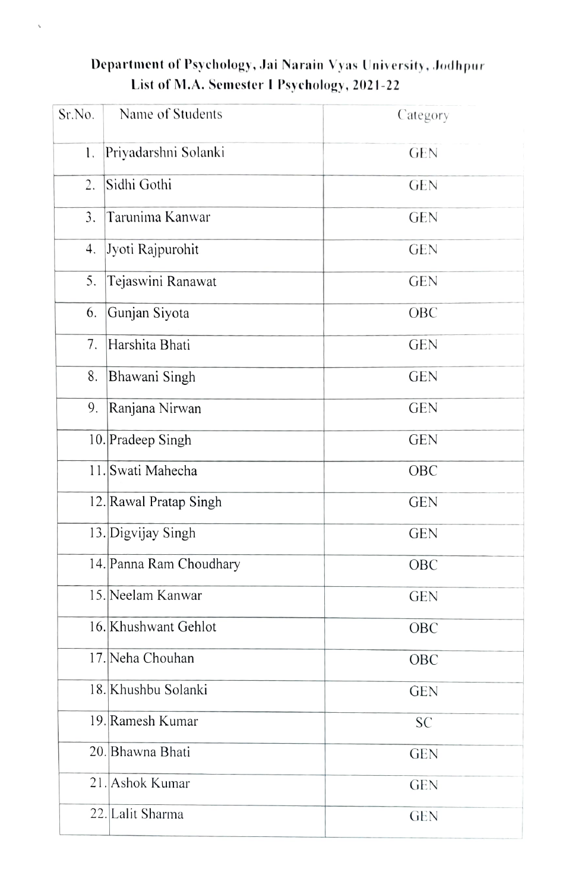**Department of Psychology, Jai Narain Vyas University, Jodhpur**
**List of M.A. Semester I Psychology, 2021-22**

| Sr.No. | Name of Students | Category |
|---|---|---|
| 1. | Priyadarshni Solanki | GEN |
| 2. | Sidhi Gothi | GEN |
| 3. | Tarunima Kanwar | GEN |
| 4. | Jyoti Rajpurohit | GEN |
| 5. | Tejaswini Ranawat | GEN |
| 6. | Gunjan Siyota | OBC |
| 7. | Harshita Bhati | GEN |
| 8. | Bhawani Singh | GEN |
| 9. | Ranjana Nirwan | GEN |
| 10. | Pradeep Singh | GEN |
| 11. | Swati Mahecha | OBC |
| 12. | Rawal Pratap Singh | GEN |
| 13. | Digvijay Singh | GEN |
| 14. | Panna Ram Choudhary | OBC |
| 15. | Neelam Kanwar | GEN |
| 16. | Khushwant Gehlot | OBC |
| 17. | Neha Chouhan | OBC |
| 18. | Khushbu Solanki | GEN |
| 19. | Ramesh Kumar | SC |
| 20. | Bhawna Bhati | GEN |
| 21. | Ashok Kumar | GEN |
| 22. | Lalit Sharma | GEN |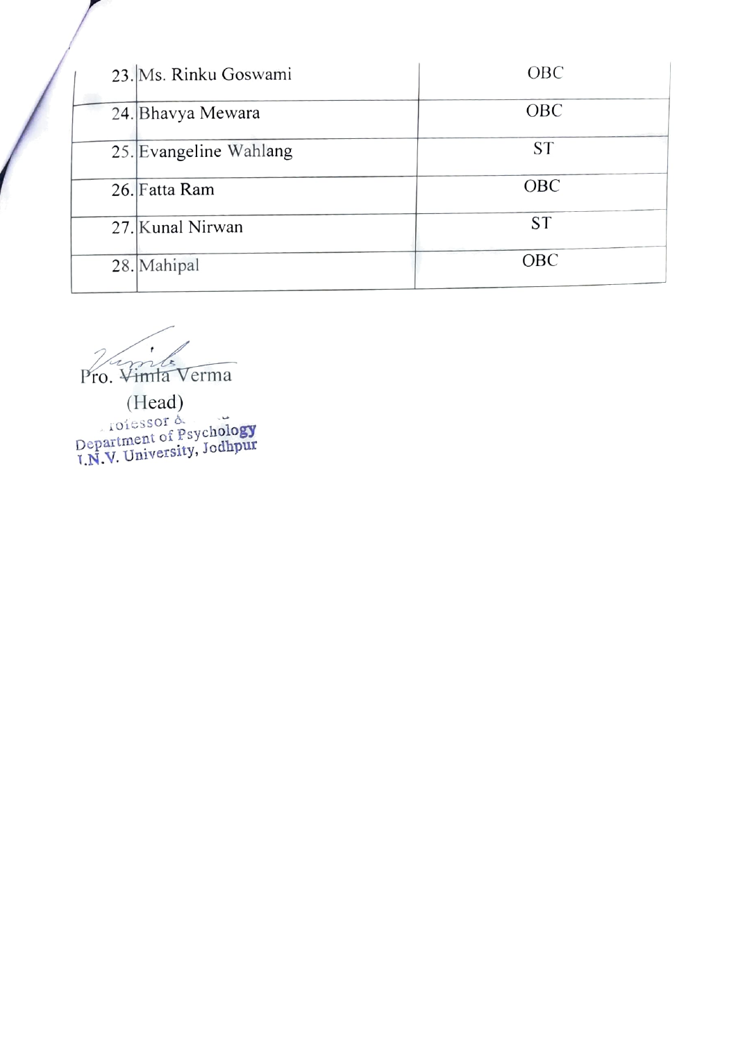| | | |
|---|---|---|
| 23. | Ms. Rinku Goswami | OBC |
| 24. | Bhavya Mewara | OBC |
| 25. | Evangeline Wahlang | ST |
| 26. | Fatta Ram | OBC |
| 27. | Kunal Nirwan | ST |
| 28. | Mahipal | OBC |

Pro. Vimla Verma
(Head)

Professor &
Department of Psychology
J.N.V. University, Jodhpur